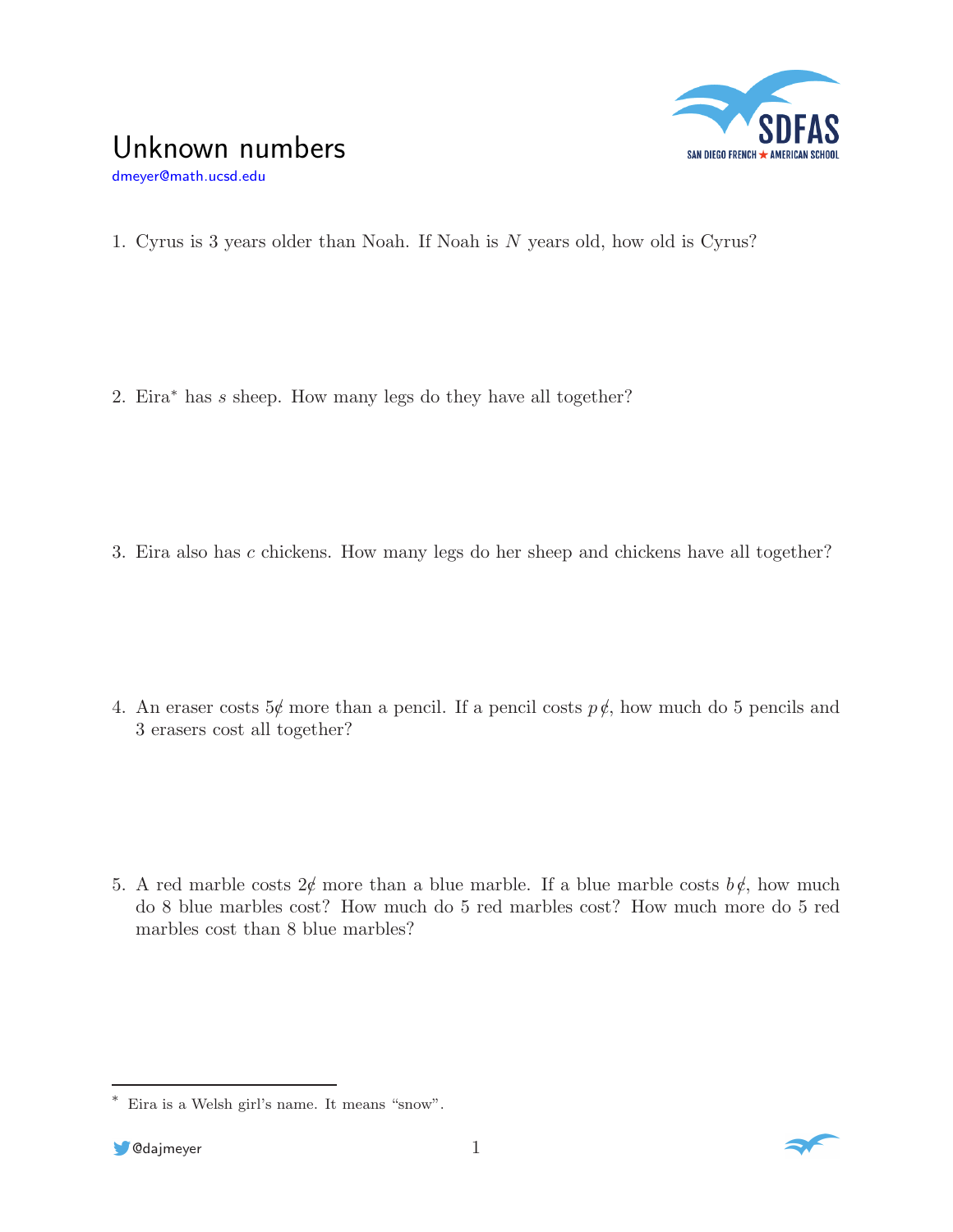# Unknown numbers

dmeyer@math.ucsd.edu

1. Cyrus is 3 years older than Noah. If Noah is $N$ years old, how old is Cyrus?

2. Eira[*] has $s$ sheep. How many legs do they have all together?

3. Eira also has $c$ chickens. How many legs do her sheep and chickens have all together?

4. An eraser costs 5¢ more than a pencil. If a pencil costs $p$ ¢, how much do 5 pencils and 3 erasers cost all together?

5. A red marble costs 2¢ more than a blue marble. If a blue marble costs $b$ ¢, how much do 8 blue marbles cost? How much do 5 red marbles cost? How much more do 5 red marbles cost than 8 blue marbles?

---

[*] Eira is a Welsh girl's name. It means "snow".

@dajmeyer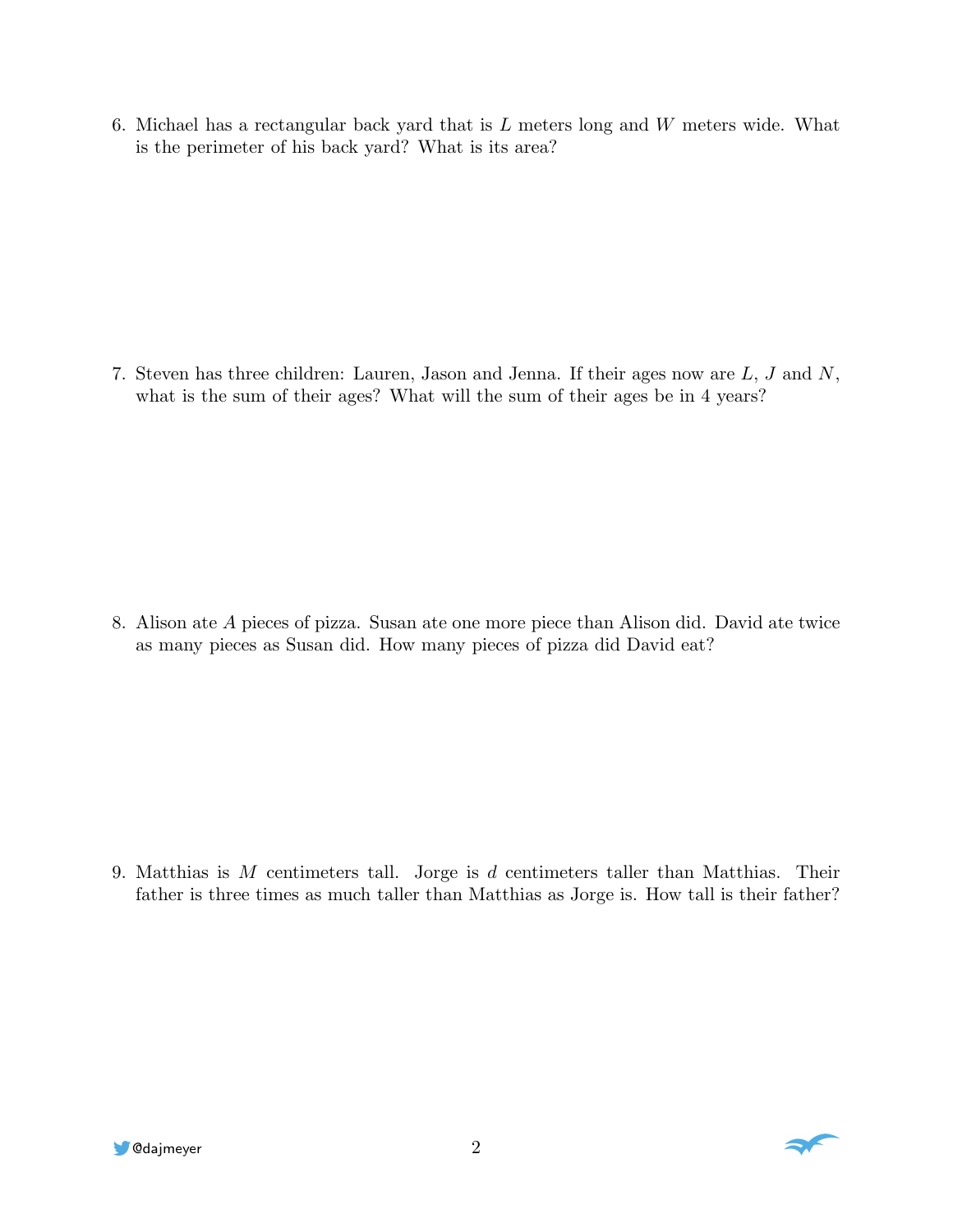6. Michael has a rectangular back yard that is $L$ meters long and $W$ meters wide. What is the perimeter of his back yard? What is its area?

7. Steven has three children: Lauren, Jason and Jenna. If their ages now are $L$, $J$ and $N$, what is the sum of their ages? What will the sum of their ages be in 4 years?

8. Alison ate $A$ pieces of pizza. Susan ate one more piece than Alison did. David ate twice as many pieces as Susan did. How many pieces of pizza did David eat?

9. Matthias is $M$ centimeters tall. Jorge is $d$ centimeters taller than Matthias. Their father is three times as much taller than Matthias as Jorge is. How tall is their father?